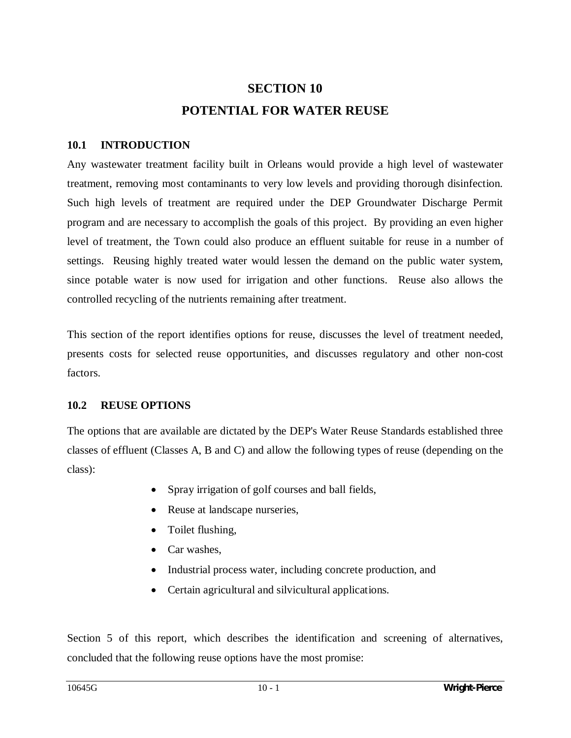# SECTION 10

# POTENTIAL FOR WATER REUSE

## 10.1 INTRODUCTION

Any wastewater treatment facility built in Orleans would provide a high level of wastewater treatment, removing most contaminants to very low levels and providing thorough disinfection. Such high levels of treatment are required under the DEP Groundwater Discharge Permit program and are necessary to accomplish the goals of this project. By providing an even higher level of treatment, the Town could also produce an effluent suitable for reuse in a number of settings. Reusing highly treated water would lessen the demand on the public water system, since potable water is now used for irrigation and other functions. Reuse also allows the controlled recycling of the nutrients remaining after treatment.

This section of the report identifies options for reuse, discusses the level of treatment needed, presents costs for selected reuse opportunities, and discusses regulatory and other non-cost factors.

## 10.2 REUSE OPTIONS

The options that are available are dictated by the DEP's Water Reuse Standards established three classes of effluent (Classes A, B and C) and allow the following types of reuse (depending on the class):

- Spray irrigation of golf courses and ball fields,
- Reuse at landscape nurseries,
- Toilet flushing,
- Car washes,
- Industrial process water, including concrete production, and
- Certain agricultural and silvicultural applications.

Section 5 of this report, which describes the identification and screening of alternatives, concluded that the following reuse options have the most promise: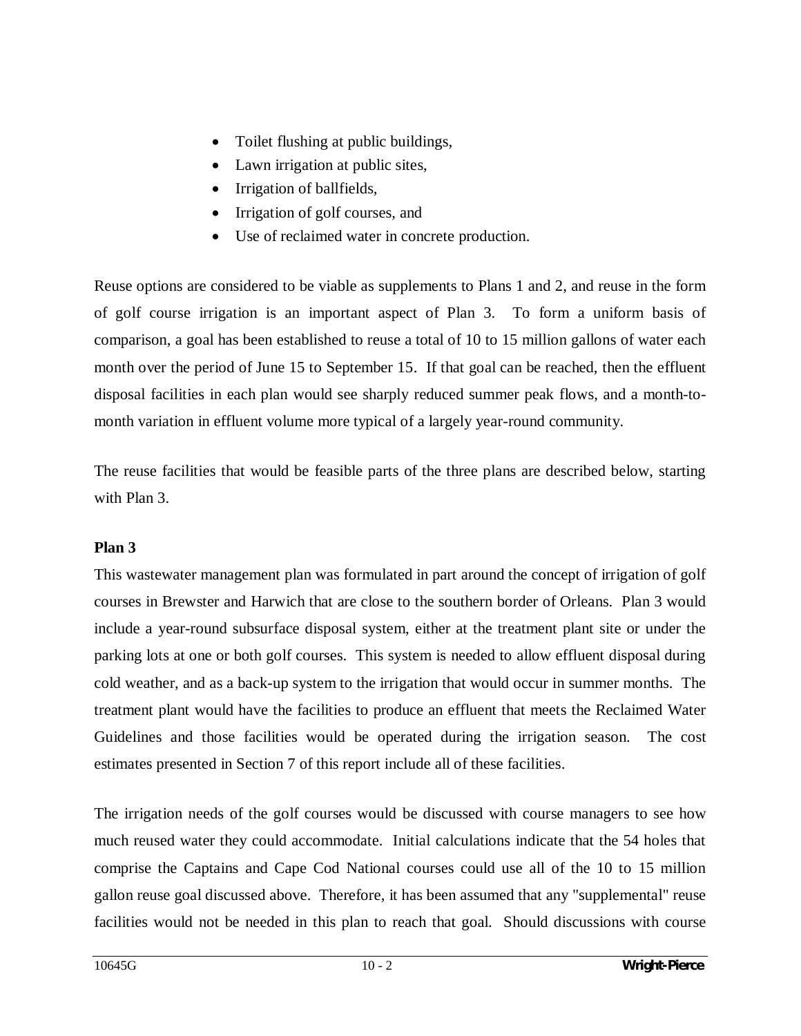- Toilet flushing at public buildings,
- Lawn irrigation at public sites,
- Irrigation of ballfields,
- Irrigation of golf courses, and
- Use of reclaimed water in concrete production.

Reuse options are considered to be viable as supplements to Plans 1 and 2, and reuse in the form of golf course irrigation is an important aspect of Plan 3. To form a uniform basis of comparison, a goal has been established to reuse a total of 10 to 15 million gallons of water each month over the period of June 15 to September 15. If that goal can be reached, then the effluent disposal facilities in each plan would see sharply reduced summer peak flows, and a month-to-month variation in effluent volume more typical of a largely year-round community.

The reuse facilities that would be feasible parts of the three plans are described below, starting with Plan 3.

**Plan 3**

This wastewater management plan was formulated in part around the concept of irrigation of golf courses in Brewster and Harwich that are close to the southern border of Orleans. Plan 3 would include a year-round subsurface disposal system, either at the treatment plant site or under the parking lots at one or both golf courses. This system is needed to allow effluent disposal during cold weather, and as a back-up system to the irrigation that would occur in summer months. The treatment plant would have the facilities to produce an effluent that meets the Reclaimed Water Guidelines and those facilities would be operated during the irrigation season. The cost estimates presented in Section 7 of this report include all of these facilities.

The irrigation needs of the golf courses would be discussed with course managers to see how much reused water they could accommodate. Initial calculations indicate that the 54 holes that comprise the Captains and Cape Cod National courses could use all of the 10 to 15 million gallon reuse goal discussed above. Therefore, it has been assumed that any "supplemental" reuse facilities would not be needed in this plan to reach that goal. Should discussions with course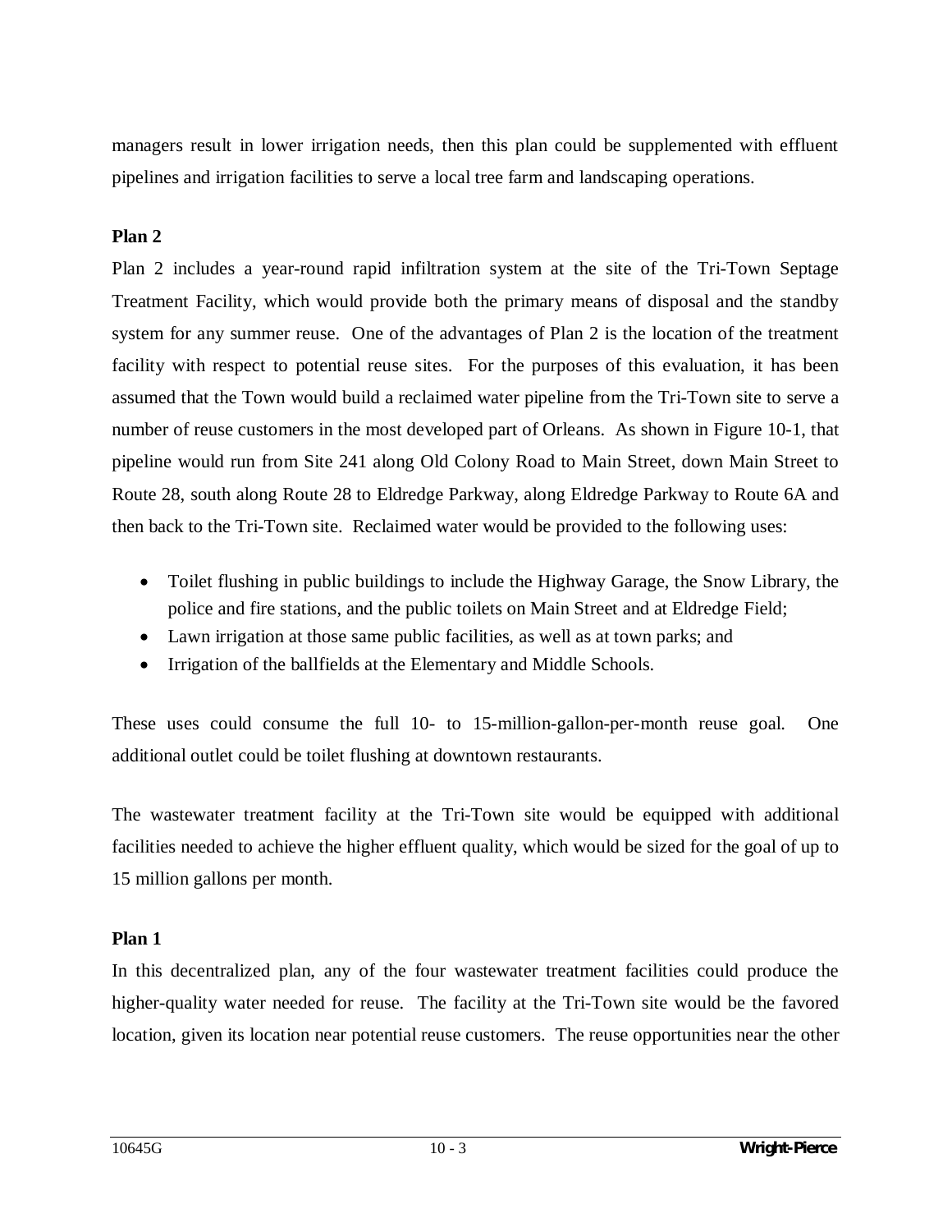managers result in lower irrigation needs, then this plan could be supplemented with effluent pipelines and irrigation facilities to serve a local tree farm and landscaping operations.

**Plan 2**

Plan 2 includes a year-round rapid infiltration system at the site of the Tri-Town Septage Treatment Facility, which would provide both the primary means of disposal and the standby system for any summer reuse. One of the advantages of Plan 2 is the location of the treatment facility with respect to potential reuse sites. For the purposes of this evaluation, it has been assumed that the Town would build a reclaimed water pipeline from the Tri-Town site to serve a number of reuse customers in the most developed part of Orleans. As shown in Figure 10-1, that pipeline would run from Site 241 along Old Colony Road to Main Street, down Main Street to Route 28, south along Route 28 to Eldredge Parkway, along Eldredge Parkway to Route 6A and then back to the Tri-Town site. Reclaimed water would be provided to the following uses:

- Toilet flushing in public buildings to include the Highway Garage, the Snow Library, the police and fire stations, and the public toilets on Main Street and at Eldredge Field;
- Lawn irrigation at those same public facilities, as well as at town parks; and
- Irrigation of the ballfields at the Elementary and Middle Schools.

These uses could consume the full 10- to 15-million-gallon-per-month reuse goal. One additional outlet could be toilet flushing at downtown restaurants.

The wastewater treatment facility at the Tri-Town site would be equipped with additional facilities needed to achieve the higher effluent quality, which would be sized for the goal of up to 15 million gallons per month.

**Plan 1**

In this decentralized plan, any of the four wastewater treatment facilities could produce the higher-quality water needed for reuse. The facility at the Tri-Town site would be the favored location, given its location near potential reuse customers. The reuse opportunities near the other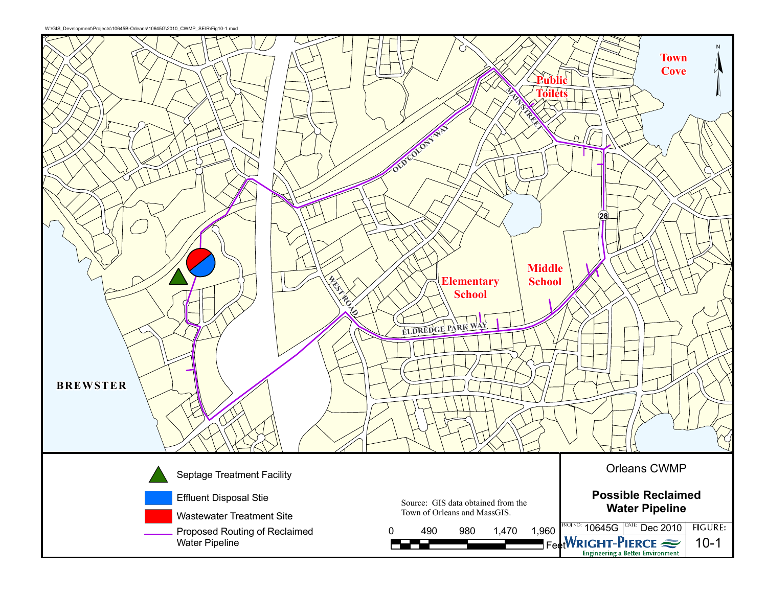W:\GIS_Development\Projects\10645B-Orleans\10645G\2010_CWMP_SEIR\Fig10-1.mxd

Town Cove

Public Toilets

MAIN STREET

OLD COLONY WAY

28

Elementary School

Middle School

WEST ROAD

ELDREDGE PARK WAY

BREWSTER

N

- Septage Treatment Facility
- Effluent Disposal Stie
- Wastewater Treatment Site
- Proposed Routing of Reclaimed Water Pipeline

Source: GIS data obtained from the Town of Orleans and MassGIS.

0 490 980 1,470 1,960 Feet

Orleans CWMP

**Possible Reclaimed Water Pipeline**

PROJ NO: 10645G | DATE: Dec 2010 | FIGURE: 10-1

WRIGHT-PIERCE

Engineering a Better Environment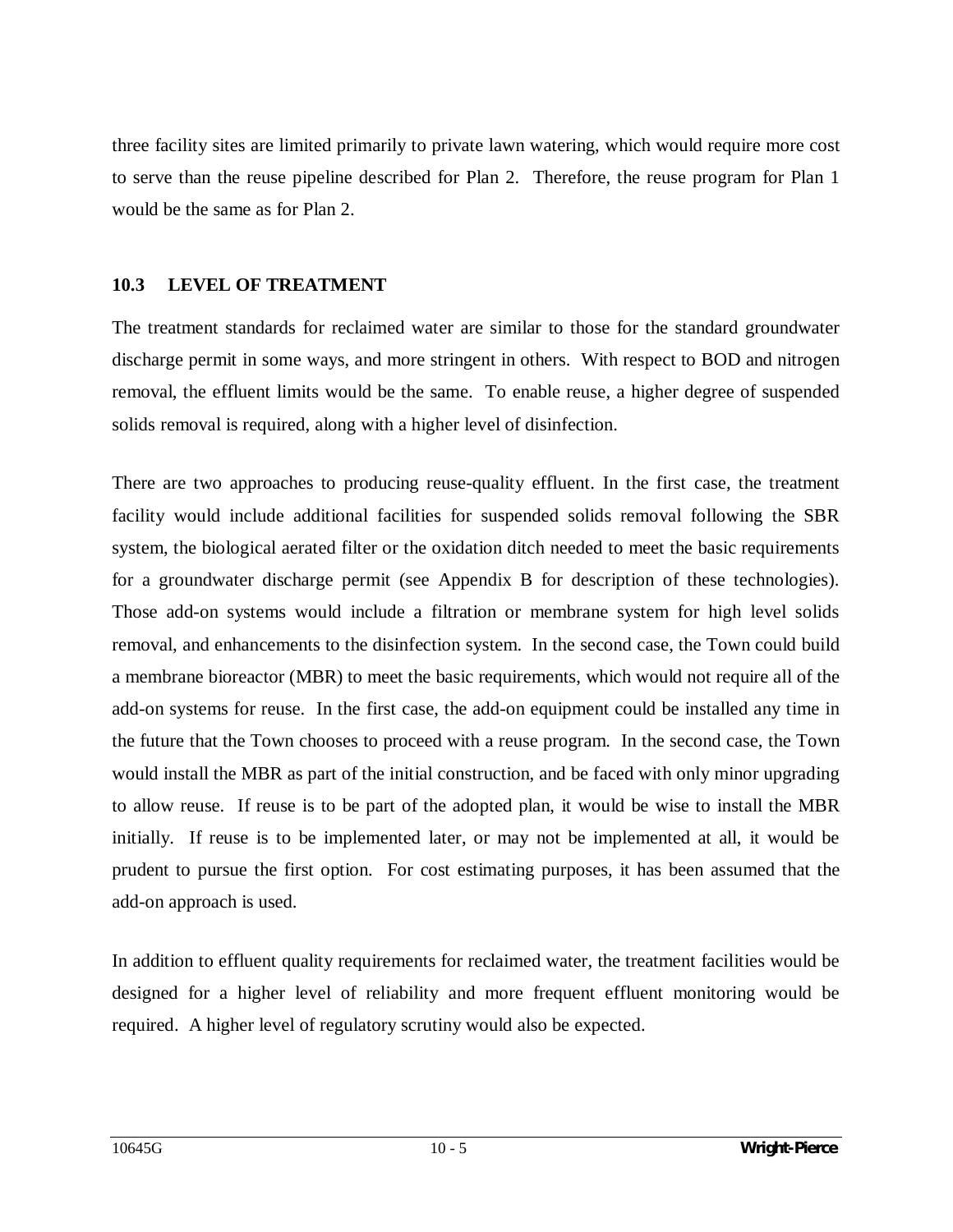three facility sites are limited primarily to private lawn watering, which would require more cost to serve than the reuse pipeline described for Plan 2. Therefore, the reuse program for Plan 1 would be the same as for Plan 2.

## 10.3 LEVEL OF TREATMENT

The treatment standards for reclaimed water are similar to those for the standard groundwater discharge permit in some ways, and more stringent in others. With respect to BOD and nitrogen removal, the effluent limits would be the same. To enable reuse, a higher degree of suspended solids removal is required, along with a higher level of disinfection.

There are two approaches to producing reuse-quality effluent. In the first case, the treatment facility would include additional facilities for suspended solids removal following the SBR system, the biological aerated filter or the oxidation ditch needed to meet the basic requirements for a groundwater discharge permit (see Appendix B for description of these technologies). Those add-on systems would include a filtration or membrane system for high level solids removal, and enhancements to the disinfection system. In the second case, the Town could build a membrane bioreactor (MBR) to meet the basic requirements, which would not require all of the add-on systems for reuse. In the first case, the add-on equipment could be installed any time in the future that the Town chooses to proceed with a reuse program. In the second case, the Town would install the MBR as part of the initial construction, and be faced with only minor upgrading to allow reuse. If reuse is to be part of the adopted plan, it would be wise to install the MBR initially. If reuse is to be implemented later, or may not be implemented at all, it would be prudent to pursue the first option. For cost estimating purposes, it has been assumed that the add-on approach is used.

In addition to effluent quality requirements for reclaimed water, the treatment facilities would be designed for a higher level of reliability and more frequent effluent monitoring would be required. A higher level of regulatory scrutiny would also be expected.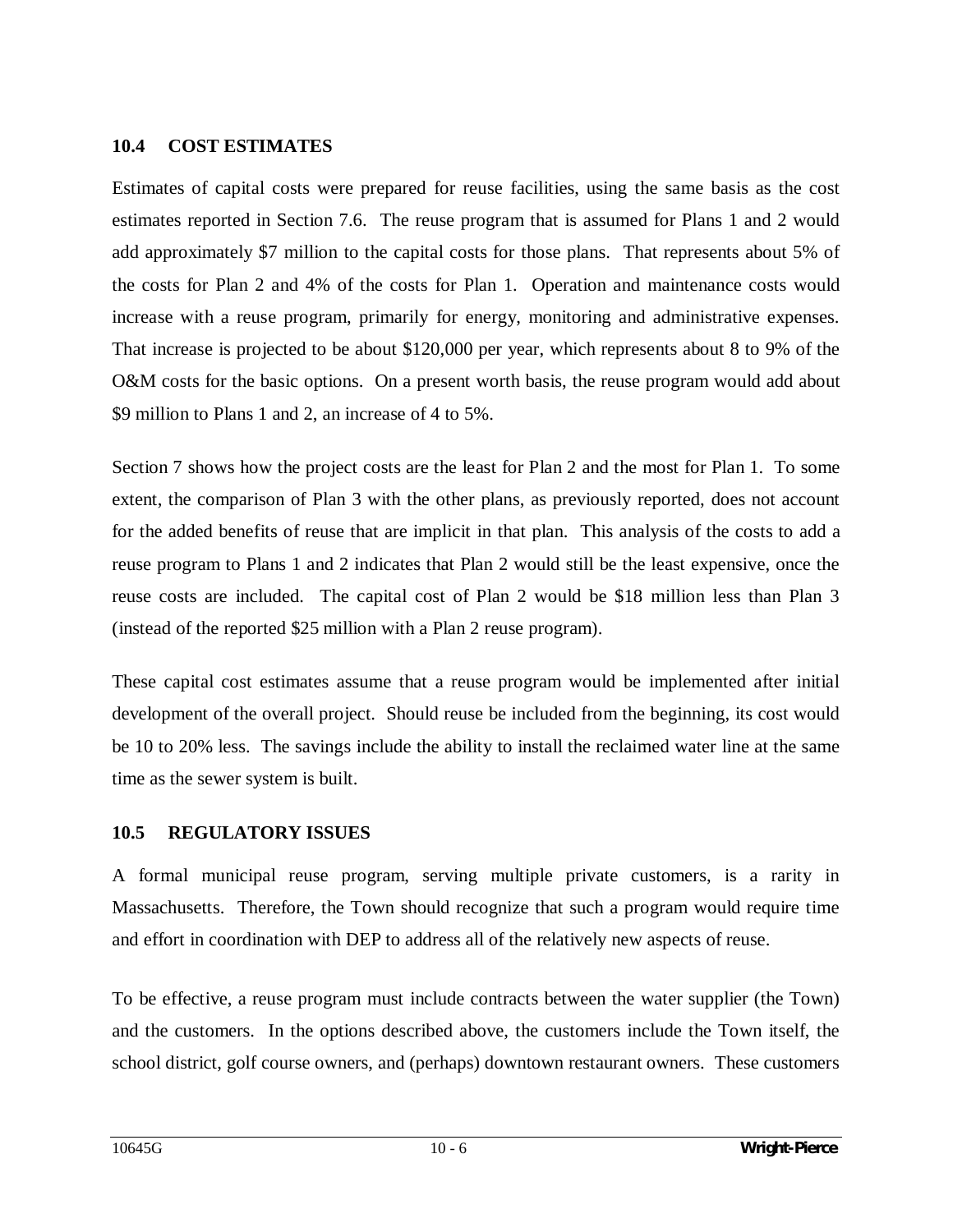## 10.4 COST ESTIMATES

Estimates of capital costs were prepared for reuse facilities, using the same basis as the cost estimates reported in Section 7.6. The reuse program that is assumed for Plans 1 and 2 would add approximately $7 million to the capital costs for those plans. That represents about 5% of the costs for Plan 2 and 4% of the costs for Plan 1. Operation and maintenance costs would increase with a reuse program, primarily for energy, monitoring and administrative expenses. That increase is projected to be about $120,000 per year, which represents about 8 to 9% of the O&M costs for the basic options. On a present worth basis, the reuse program would add about $9 million to Plans 1 and 2, an increase of 4 to 5%.

Section 7 shows how the project costs are the least for Plan 2 and the most for Plan 1. To some extent, the comparison of Plan 3 with the other plans, as previously reported, does not account for the added benefits of reuse that are implicit in that plan. This analysis of the costs to add a reuse program to Plans 1 and 2 indicates that Plan 2 would still be the least expensive, once the reuse costs are included. The capital cost of Plan 2 would be $18 million less than Plan 3 (instead of the reported $25 million with a Plan 2 reuse program).

These capital cost estimates assume that a reuse program would be implemented after initial development of the overall project. Should reuse be included from the beginning, its cost would be 10 to 20% less. The savings include the ability to install the reclaimed water line at the same time as the sewer system is built.

## 10.5 REGULATORY ISSUES

A formal municipal reuse program, serving multiple private customers, is a rarity in Massachusetts. Therefore, the Town should recognize that such a program would require time and effort in coordination with DEP to address all of the relatively new aspects of reuse.

To be effective, a reuse program must include contracts between the water supplier (the Town) and the customers. In the options described above, the customers include the Town itself, the school district, golf course owners, and (perhaps) downtown restaurant owners. These customers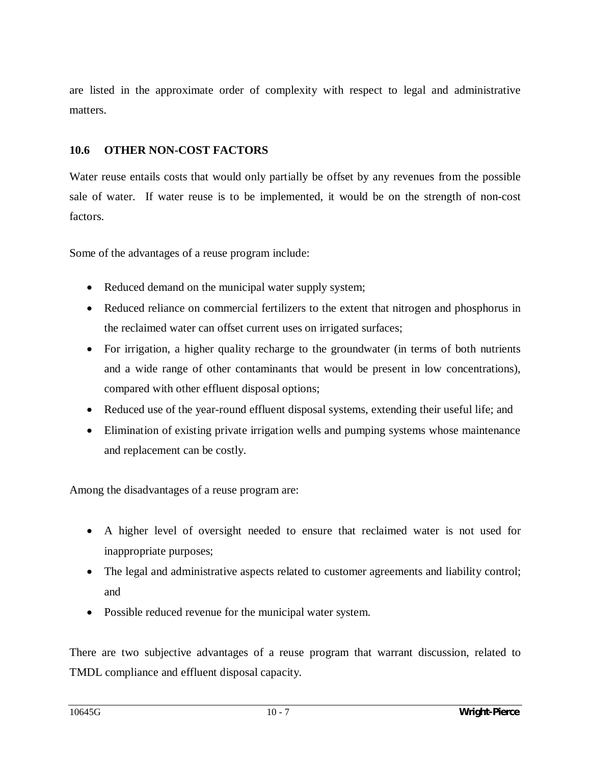are listed in the approximate order of complexity with respect to legal and administrative matters.

## 10.6 OTHER NON-COST FACTORS

Water reuse entails costs that would only partially be offset by any revenues from the possible sale of water. If water reuse is to be implemented, it would be on the strength of non-cost factors.

Some of the advantages of a reuse program include:

- Reduced demand on the municipal water supply system;
- Reduced reliance on commercial fertilizers to the extent that nitrogen and phosphorus in the reclaimed water can offset current uses on irrigated surfaces;
- For irrigation, a higher quality recharge to the groundwater (in terms of both nutrients and a wide range of other contaminants that would be present in low concentrations), compared with other effluent disposal options;
- Reduced use of the year-round effluent disposal systems, extending their useful life; and
- Elimination of existing private irrigation wells and pumping systems whose maintenance and replacement can be costly.

Among the disadvantages of a reuse program are:

- A higher level of oversight needed to ensure that reclaimed water is not used for inappropriate purposes;
- The legal and administrative aspects related to customer agreements and liability control; and
- Possible reduced revenue for the municipal water system.

There are two subjective advantages of a reuse program that warrant discussion, related to TMDL compliance and effluent disposal capacity.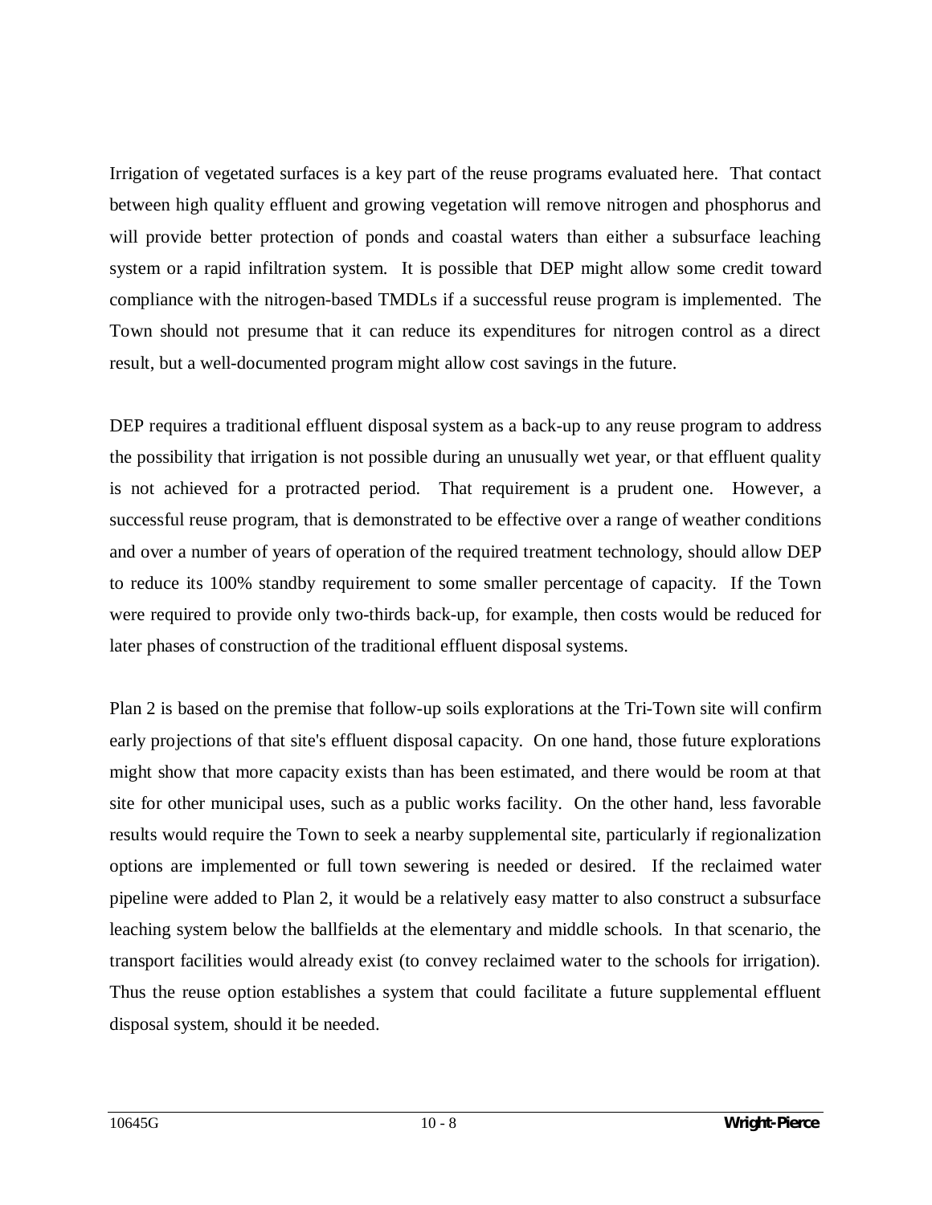Irrigation of vegetated surfaces is a key part of the reuse programs evaluated here. That contact between high quality effluent and growing vegetation will remove nitrogen and phosphorus and will provide better protection of ponds and coastal waters than either a subsurface leaching system or a rapid infiltration system. It is possible that DEP might allow some credit toward compliance with the nitrogen-based TMDLs if a successful reuse program is implemented. The Town should not presume that it can reduce its expenditures for nitrogen control as a direct result, but a well-documented program might allow cost savings in the future.

DEP requires a traditional effluent disposal system as a back-up to any reuse program to address the possibility that irrigation is not possible during an unusually wet year, or that effluent quality is not achieved for a protracted period. That requirement is a prudent one. However, a successful reuse program, that is demonstrated to be effective over a range of weather conditions and over a number of years of operation of the required treatment technology, should allow DEP to reduce its 100% standby requirement to some smaller percentage of capacity. If the Town were required to provide only two-thirds back-up, for example, then costs would be reduced for later phases of construction of the traditional effluent disposal systems.

Plan 2 is based on the premise that follow-up soils explorations at the Tri-Town site will confirm early projections of that site's effluent disposal capacity. On one hand, those future explorations might show that more capacity exists than has been estimated, and there would be room at that site for other municipal uses, such as a public works facility. On the other hand, less favorable results would require the Town to seek a nearby supplemental site, particularly if regionalization options are implemented or full town sewering is needed or desired. If the reclaimed water pipeline were added to Plan 2, it would be a relatively easy matter to also construct a subsurface leaching system below the ballfields at the elementary and middle schools. In that scenario, the transport facilities would already exist (to convey reclaimed water to the schools for irrigation). Thus the reuse option establishes a system that could facilitate a future supplemental effluent disposal system, should it be needed.